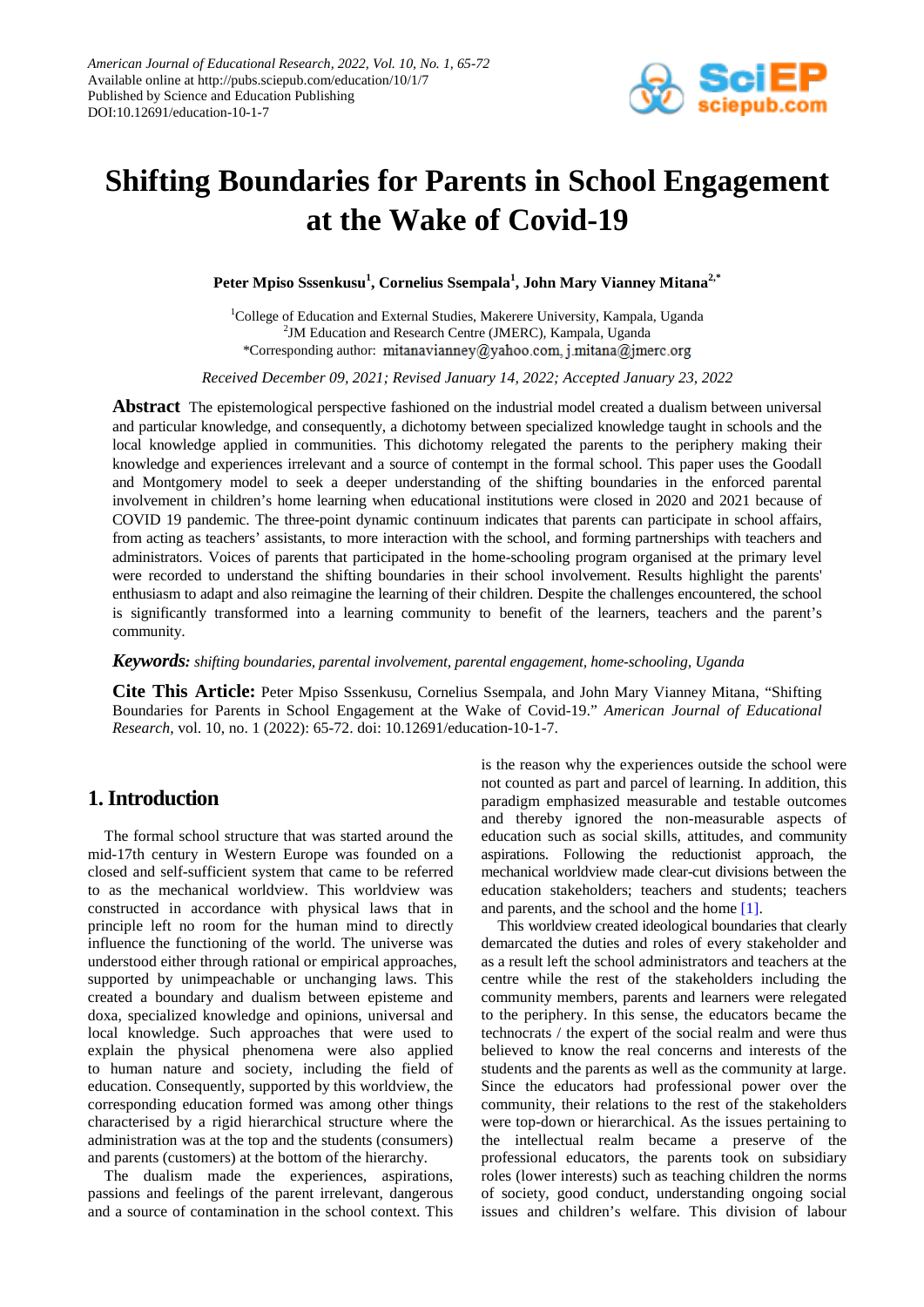# Shifting Boundaries for Parents in School Engagement at the Wake of Covid-19

**Peter Mpiso Sssenkusu[1], Cornelius Ssempala[1], John Mary Vianney Mitana[2,*]**

[1]College of Education and External Studies, Makerere University, Kampala, Uganda
[2]JM Education and Research Centre (JMERC), Kampala, Uganda
*Corresponding author: mitanavianney@yahoo.com, j.mitana@jmerc.org

*Received December 09, 2021; Revised January 14, 2022; Accepted January 23, 2022*

**Abstract** The epistemological perspective fashioned on the industrial model created a dualism between universal and particular knowledge, and consequently, a dichotomy between specialized knowledge taught in schools and the local knowledge applied in communities. This dichotomy relegated the parents to the periphery making their knowledge and experiences irrelevant and a source of contempt in the formal school. This paper uses the Goodall and Montgomery model to seek a deeper understanding of the shifting boundaries in the enforced parental involvement in children's home learning when educational institutions were closed in 2020 and 2021 because of COVID 19 pandemic. The three-point dynamic continuum indicates that parents can participate in school affairs, from acting as teachers' assistants, to more interaction with the school, and forming partnerships with teachers and administrators. Voices of parents that participated in the home-schooling program organised at the primary level were recorded to understand the shifting boundaries in their school involvement. Results highlight the parents' enthusiasm to adapt and also reimagine the learning of their children. Despite the challenges encountered, the school is significantly transformed into a learning community to benefit of the learners, teachers and the parent's community.

***Keywords:*** *shifting boundaries, parental involvement, parental engagement, home-schooling, Uganda*

**Cite This Article:** Peter Mpiso Sssenkusu, Cornelius Ssempala, and John Mary Vianney Mitana, "Shifting Boundaries for Parents in School Engagement at the Wake of Covid-19." *American Journal of Educational Research*, vol. 10, no. 1 (2022): 65-72. doi: 10.12691/education-10-1-7.

## 1. Introduction

The formal school structure that was started around the mid-17th century in Western Europe was founded on a closed and self-sufficient system that came to be referred to as the mechanical worldview. This worldview was constructed in accordance with physical laws that in principle left no room for the human mind to directly influence the functioning of the world. The universe was understood either through rational or empirical approaches, supported by unimpeachable or unchanging laws. This created a boundary and dualism between episteme and doxa, specialized knowledge and opinions, universal and local knowledge. Such approaches that were used to explain the physical phenomena were also applied to human nature and society, including the field of education. Consequently, supported by this worldview, the corresponding education formed was among other things characterised by a rigid hierarchical structure where the administration was at the top and the students (consumers) and parents (customers) at the bottom of the hierarchy.

The dualism made the experiences, aspirations, passions and feelings of the parent irrelevant, dangerous and a source of contamination in the school context. This is the reason why the experiences outside the school were not counted as part and parcel of learning. In addition, this paradigm emphasized measurable and testable outcomes and thereby ignored the non-measurable aspects of education such as social skills, attitudes, and community aspirations. Following the reductionist approach, the mechanical worldview made clear-cut divisions between the education stakeholders; teachers and students; teachers and parents, and the school and the home [1].

This worldview created ideological boundaries that clearly demarcated the duties and roles of every stakeholder and as a result left the school administrators and teachers at the centre while the rest of the stakeholders including the community members, parents and learners were relegated to the periphery. In this sense, the educators became the technocrats / the expert of the social realm and were thus believed to know the real concerns and interests of the students and the parents as well as the community at large. Since the educators had professional power over the community, their relations to the rest of the stakeholders were top-down or hierarchical. As the issues pertaining to the intellectual realm became a preserve of the professional educators, the parents took on subsidiary roles (lower interests) such as teaching children the norms of society, good conduct, understanding ongoing social issues and children's welfare. This division of labour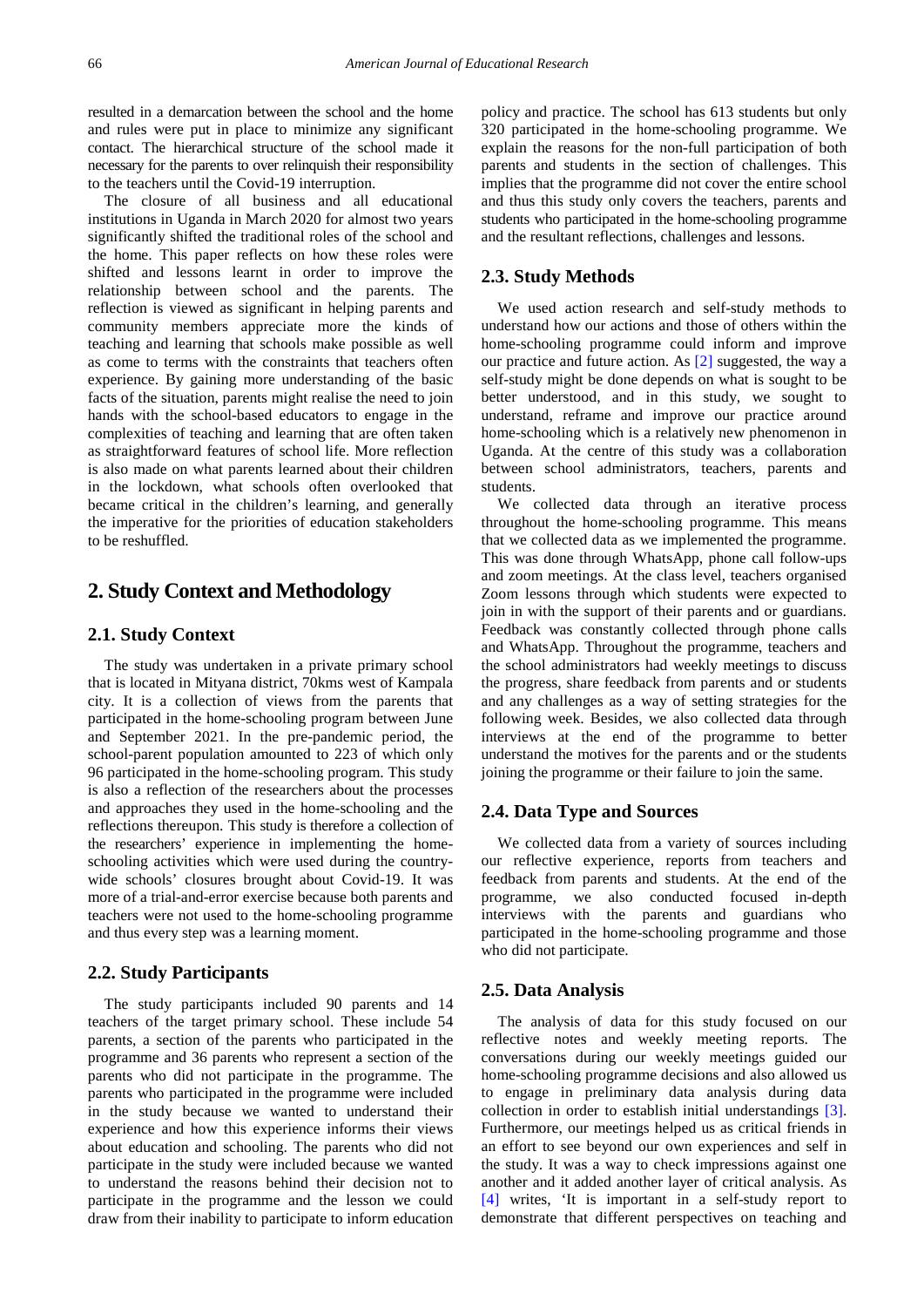resulted in a demarcation between the school and the home and rules were put in place to minimize any significant contact. The hierarchical structure of the school made it necessary for the parents to over relinquish their responsibility to the teachers until the Covid-19 interruption.

The closure of all business and all educational institutions in Uganda in March 2020 for almost two years significantly shifted the traditional roles of the school and the home. This paper reflects on how these roles were shifted and lessons learnt in order to improve the relationship between school and the parents. The reflection is viewed as significant in helping parents and community members appreciate more the kinds of teaching and learning that schools make possible as well as come to terms with the constraints that teachers often experience. By gaining more understanding of the basic facts of the situation, parents might realise the need to join hands with the school-based educators to engage in the complexities of teaching and learning that are often taken as straightforward features of school life. More reflection is also made on what parents learned about their children in the lockdown, what schools often overlooked that became critical in the children's learning, and generally the imperative for the priorities of education stakeholders to be reshuffled.

# 2. Study Context and Methodology

## 2.1. Study Context

The study was undertaken in a private primary school that is located in Mityana district, 70kms west of Kampala city. It is a collection of views from the parents that participated in the home-schooling program between June and September 2021. In the pre-pandemic period, the school-parent population amounted to 223 of which only 96 participated in the home-schooling program. This study is also a reflection of the researchers about the processes and approaches they used in the home-schooling and the reflections thereupon. This study is therefore a collection of the researchers' experience in implementing the home-schooling activities which were used during the country-wide schools' closures brought about Covid-19. It was more of a trial-and-error exercise because both parents and teachers were not used to the home-schooling programme and thus every step was a learning moment.

## 2.2. Study Participants

The study participants included 90 parents and 14 teachers of the target primary school. These include 54 parents, a section of the parents who participated in the programme and 36 parents who represent a section of the parents who did not participate in the programme. The parents who participated in the programme were included in the study because we wanted to understand their experience and how this experience informs their views about education and schooling. The parents who did not participate in the study were included because we wanted to understand the reasons behind their decision not to participate in the programme and the lesson we could draw from their inability to participate to inform education policy and practice. The school has 613 students but only 320 participated in the home-schooling programme. We explain the reasons for the non-full participation of both parents and students in the section of challenges. This implies that the programme did not cover the entire school and thus this study only covers the teachers, parents and students who participated in the home-schooling programme and the resultant reflections, challenges and lessons.

## 2.3. Study Methods

We used action research and self-study methods to understand how our actions and those of others within the home-schooling programme could inform and improve our practice and future action. As [2] suggested, the way a self-study might be done depends on what is sought to be better understood, and in this study, we sought to understand, reframe and improve our practice around home-schooling which is a relatively new phenomenon in Uganda. At the centre of this study was a collaboration between school administrators, teachers, parents and students.

We collected data through an iterative process throughout the home-schooling programme. This means that we collected data as we implemented the programme. This was done through WhatsApp, phone call follow-ups and zoom meetings. At the class level, teachers organised Zoom lessons through which students were expected to join in with the support of their parents and or guardians. Feedback was constantly collected through phone calls and WhatsApp. Throughout the programme, teachers and the school administrators had weekly meetings to discuss the progress, share feedback from parents and or students and any challenges as a way of setting strategies for the following week. Besides, we also collected data through interviews at the end of the programme to better understand the motives for the parents and or the students joining the programme or their failure to join the same.

## 2.4. Data Type and Sources

We collected data from a variety of sources including our reflective experience, reports from teachers and feedback from parents and students. At the end of the programme, we also conducted focused in-depth interviews with the parents and guardians who participated in the home-schooling programme and those who did not participate.

## 2.5. Data Analysis

The analysis of data for this study focused on our reflective notes and weekly meeting reports. The conversations during our weekly meetings guided our home-schooling programme decisions and also allowed us to engage in preliminary data analysis during data collection in order to establish initial understandings [3]. Furthermore, our meetings helped us as critical friends in an effort to see beyond our own experiences and self in the study. It was a way to check impressions against one another and it added another layer of critical analysis. As [4] writes, 'It is important in a self-study report to demonstrate that different perspectives on teaching and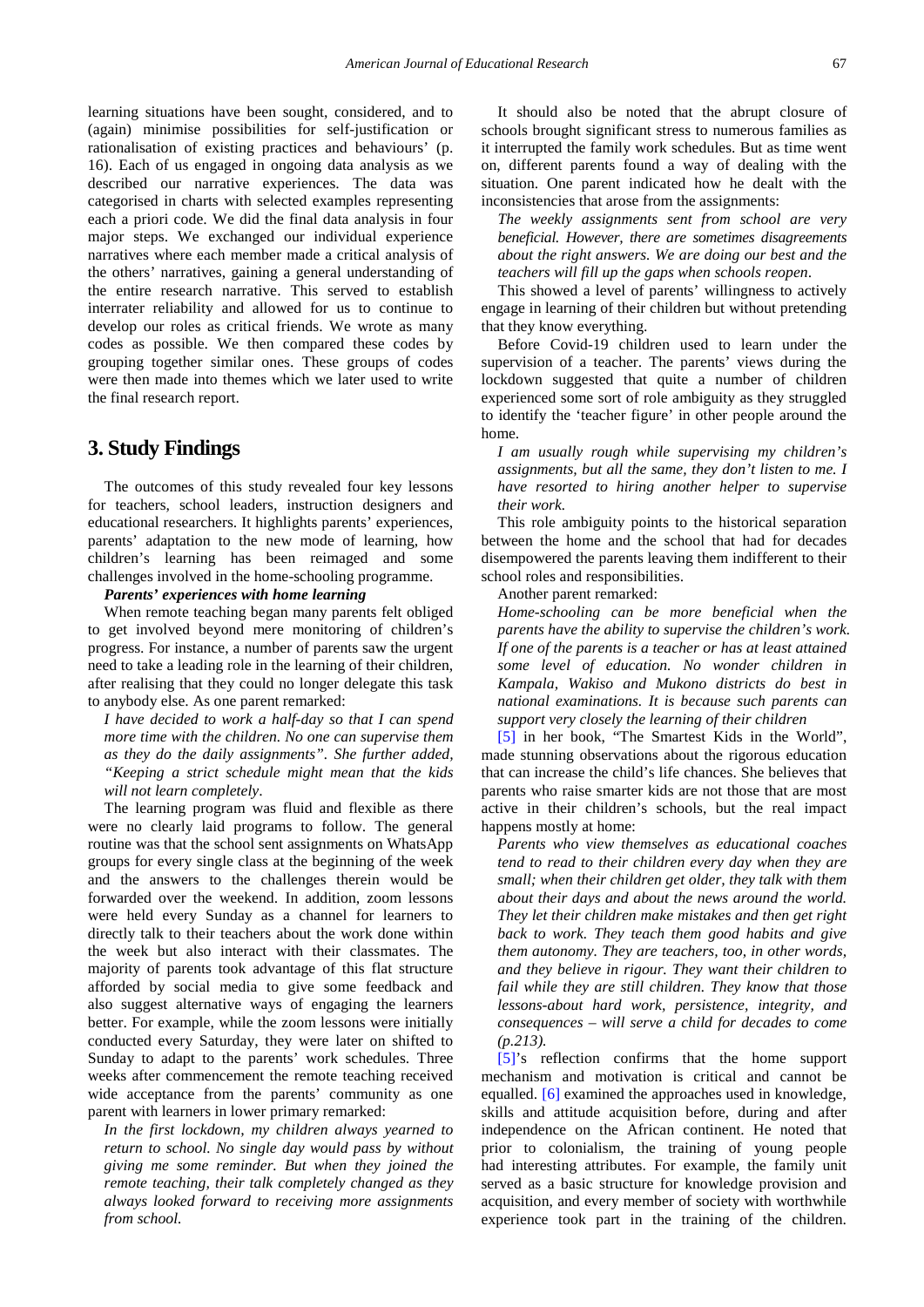learning situations have been sought, considered, and to (again) minimise possibilities for self-justification or rationalisation of existing practices and behaviours' (p. 16). Each of us engaged in ongoing data analysis as we described our narrative experiences. The data was categorised in charts with selected examples representing each a priori code. We did the final data analysis in four major steps. We exchanged our individual experience narratives where each member made a critical analysis of the others' narratives, gaining a general understanding of the entire research narrative. This served to establish interrater reliability and allowed for us to continue to develop our roles as critical friends. We wrote as many codes as possible. We then compared these codes by grouping together similar ones. These groups of codes were then made into themes which we later used to write the final research report.

## 3. Study Findings

The outcomes of this study revealed four key lessons for teachers, school leaders, instruction designers and educational researchers. It highlights parents' experiences, parents' adaptation to the new mode of learning, how children's learning has been reimaged and some challenges involved in the home-schooling programme.

***Parents' experiences with home learning***

When remote teaching began many parents felt obliged to get involved beyond mere monitoring of children's progress. For instance, a number of parents saw the urgent need to take a leading role in the learning of their children, after realising that they could no longer delegate this task to anybody else. As one parent remarked:

*I have decided to work a half-day so that I can spend more time with the children. No one can supervise them as they do the daily assignments". She further added, "Keeping a strict schedule might mean that the kids will not learn completely.*

The learning program was fluid and flexible as there were no clearly laid programs to follow. The general routine was that the school sent assignments on WhatsApp groups for every single class at the beginning of the week and the answers to the challenges therein would be forwarded over the weekend. In addition, zoom lessons were held every Sunday as a channel for learners to directly talk to their teachers about the work done within the week but also interact with their classmates. The majority of parents took advantage of this flat structure afforded by social media to give some feedback and also suggest alternative ways of engaging the learners better. For example, while the zoom lessons were initially conducted every Saturday, they were later on shifted to Sunday to adapt to the parents' work schedules. Three weeks after commencement the remote teaching received wide acceptance from the parents' community as one parent with learners in lower primary remarked:

*In the first lockdown, my children always yearned to return to school. No single day would pass by without giving me some reminder. But when they joined the remote teaching, their talk completely changed as they always looked forward to receiving more assignments from school.*

It should also be noted that the abrupt closure of schools brought significant stress to numerous families as it interrupted the family work schedules. But as time went on, different parents found a way of dealing with the situation. One parent indicated how he dealt with the inconsistencies that arose from the assignments:

*The weekly assignments sent from school are very beneficial. However, there are sometimes disagreements about the right answers. We are doing our best and the teachers will fill up the gaps when schools reopen.*

This showed a level of parents' willingness to actively engage in learning of their children but without pretending that they know everything.

Before Covid-19 children used to learn under the supervision of a teacher. The parents' views during the lockdown suggested that quite a number of children experienced some sort of role ambiguity as they struggled to identify the 'teacher figure' in other people around the home.

*I am usually rough while supervising my children's assignments, but all the same, they don't listen to me. I have resorted to hiring another helper to supervise their work.*

This role ambiguity points to the historical separation between the home and the school that had for decades disempowered the parents leaving them indifferent to their school roles and responsibilities.

Another parent remarked:

*Home-schooling can be more beneficial when the parents have the ability to supervise the children's work. If one of the parents is a teacher or has at least attained some level of education. No wonder children in Kampala, Wakiso and Mukono districts do best in national examinations. It is because such parents can support very closely the learning of their children*

[5] in her book, "The Smartest Kids in the World", made stunning observations about the rigorous education that can increase the child's life chances. She believes that parents who raise smarter kids are not those that are most active in their children's schools, but the real impact happens mostly at home:

*Parents who view themselves as educational coaches tend to read to their children every day when they are small; when their children get older, they talk with them about their days and about the news around the world. They let their children make mistakes and then get right back to work. They teach them good habits and give them autonomy. They are teachers, too, in other words, and they believe in rigour. They want their children to fail while they are still children. They know that those lessons-about hard work, persistence, integrity, and consequences – will serve a child for decades to come (p.213).*

[5]'s reflection confirms that the home support mechanism and motivation is critical and cannot be equalled. [6] examined the approaches used in knowledge, skills and attitude acquisition before, during and after independence on the African continent. He noted that prior to colonialism, the training of young people had interesting attributes. For example, the family unit served as a basic structure for knowledge provision and acquisition, and every member of society with worthwhile experience took part in the training of the children.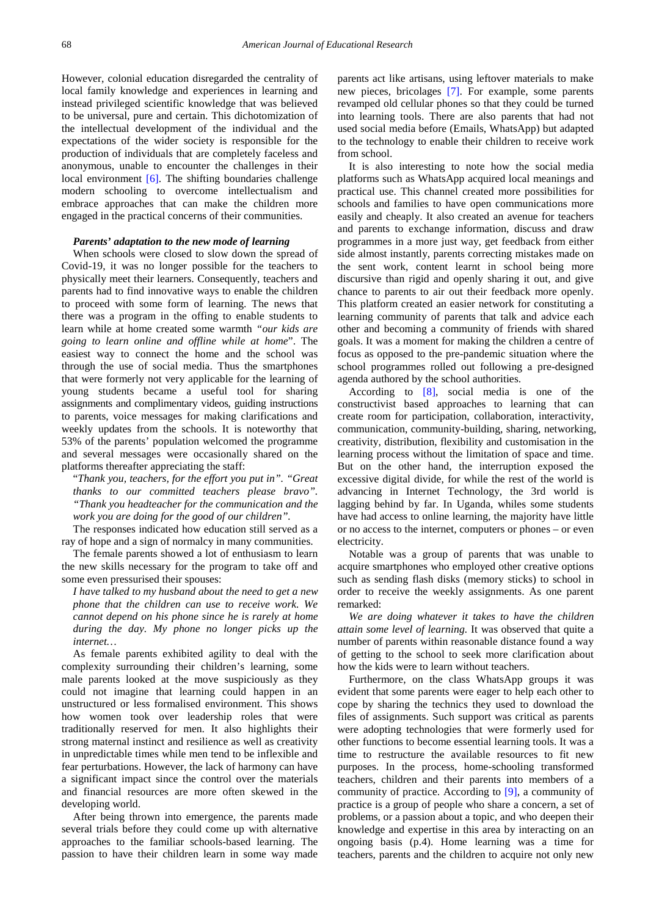However, colonial education disregarded the centrality of local family knowledge and experiences in learning and instead privileged scientific knowledge that was believed to be universal, pure and certain. This dichotomization of the intellectual development of the individual and the expectations of the wider society is responsible for the production of individuals that are completely faceless and anonymous, unable to encounter the challenges in their local environment [6]. The shifting boundaries challenge modern schooling to overcome intellectualism and embrace approaches that can make the children more engaged in the practical concerns of their communities.

### *Parents' adaptation to the new mode of learning*

When schools were closed to slow down the spread of Covid-19, it was no longer possible for the teachers to physically meet their learners. Consequently, teachers and parents had to find innovative ways to enable the children to proceed with some form of learning. The news that there was a program in the offing to enable students to learn while at home created some warmth "*our kids are going to learn online and offline while at home*". The easiest way to connect the home and the school was through the use of social media. Thus the smartphones that were formerly not very applicable for the learning of young students became a useful tool for sharing assignments and complimentary videos, guiding instructions to parents, voice messages for making clarifications and weekly updates from the schools. It is noteworthy that 53% of the parents' population welcomed the programme and several messages were occasionally shared on the platforms thereafter appreciating the staff:

"*Thank you, teachers, for the effort you put in". "Great thanks to our committed teachers please bravo". "Thank you headteacher for the communication and the work you are doing for the good of our children".*

The responses indicated how education still served as a ray of hope and a sign of normalcy in many communities.

The female parents showed a lot of enthusiasm to learn the new skills necessary for the program to take off and some even pressurised their spouses:

*I have talked to my husband about the need to get a new phone that the children can use to receive work. We cannot depend on his phone since he is rarely at home during the day. My phone no longer picks up the internet…*

As female parents exhibited agility to deal with the complexity surrounding their children's learning, some male parents looked at the move suspiciously as they could not imagine that learning could happen in an unstructured or less formalised environment. This shows how women took over leadership roles that were traditionally reserved for men. It also highlights their strong maternal instinct and resilience as well as creativity in unpredictable times while men tend to be inflexible and fear perturbations. However, the lack of harmony can have a significant impact since the control over the materials and financial resources are more often skewed in the developing world.

After being thrown into emergence, the parents made several trials before they could come up with alternative approaches to the familiar schools-based learning. The passion to have their children learn in some way made parents act like artisans, using leftover materials to make new pieces, bricolages [7]. For example, some parents revamped old cellular phones so that they could be turned into learning tools. There are also parents that had not used social media before (Emails, WhatsApp) but adapted to the technology to enable their children to receive work from school.

It is also interesting to note how the social media platforms such as WhatsApp acquired local meanings and practical use. This channel created more possibilities for schools and families to have open communications more easily and cheaply. It also created an avenue for teachers and parents to exchange information, discuss and draw programmes in a more just way, get feedback from either side almost instantly, parents correcting mistakes made on the sent work, content learnt in school being more discursive than rigid and openly sharing it out, and give chance to parents to air out their feedback more openly. This platform created an easier network for constituting a learning community of parents that talk and advice each other and becoming a community of friends with shared goals. It was a moment for making the children a centre of focus as opposed to the pre-pandemic situation where the school programmes rolled out following a pre-designed agenda authored by the school authorities.

According to [8], social media is one of the constructivist based approaches to learning that can create room for participation, collaboration, interactivity, communication, community-building, sharing, networking, creativity, distribution, flexibility and customisation in the learning process without the limitation of space and time. But on the other hand, the interruption exposed the excessive digital divide, for while the rest of the world is advancing in Internet Technology, the 3rd world is lagging behind by far. In Uganda, whiles some students have had access to online learning, the majority have little or no access to the internet, computers or phones – or even electricity.

Notable was a group of parents that was unable to acquire smartphones who employed other creative options such as sending flash disks (memory sticks) to school in order to receive the weekly assignments. As one parent remarked:

*We are doing whatever it takes to have the children attain some level of learning.* It was observed that quite a number of parents within reasonable distance found a way of getting to the school to seek more clarification about how the kids were to learn without teachers.

Furthermore, on the class WhatsApp groups it was evident that some parents were eager to help each other to cope by sharing the technics they used to download the files of assignments. Such support was critical as parents were adopting technologies that were formerly used for other functions to become essential learning tools. It was a time to restructure the available resources to fit new purposes. In the process, home-schooling transformed teachers, children and their parents into members of a community of practice. According to [9], a community of practice is a group of people who share a concern, a set of problems, or a passion about a topic, and who deepen their knowledge and expertise in this area by interacting on an ongoing basis (p.4). Home learning was a time for teachers, parents and the children to acquire not only new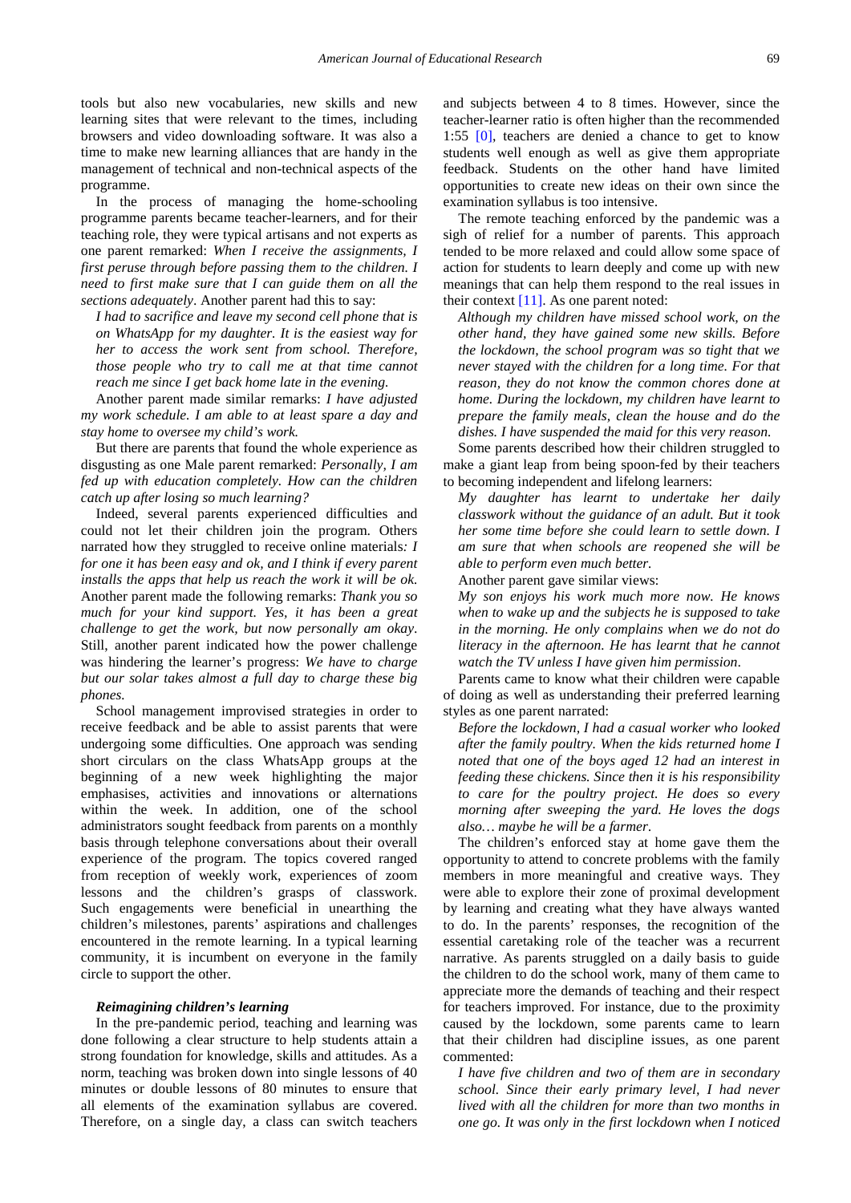tools but also new vocabularies, new skills and new learning sites that were relevant to the times, including browsers and video downloading software. It was also a time to make new learning alliances that are handy in the management of technical and non-technical aspects of the programme.

In the process of managing the home-schooling programme parents became teacher-learners, and for their teaching role, they were typical artisans and not experts as one parent remarked: *When I receive the assignments, I first peruse through before passing them to the children. I need to first make sure that I can guide them on all the sections adequately*. Another parent had this to say:

*I had to sacrifice and leave my second cell phone that is on WhatsApp for my daughter. It is the easiest way for her to access the work sent from school. Therefore, those people who try to call me at that time cannot reach me since I get back home late in the evening.*

Another parent made similar remarks: *I have adjusted my work schedule. I am able to at least spare a day and stay home to oversee my child's work.*

But there are parents that found the whole experience as disgusting as one Male parent remarked: *Personally, I am fed up with education completely. How can the children catch up after losing so much learning?*

Indeed, several parents experienced difficulties and could not let their children join the program. Others narrated how they struggled to receive online materials*: I for one it has been easy and ok, and I think if every parent installs the apps that help us reach the work it will be ok.* Another parent made the following remarks: *Thank you so much for your kind support. Yes, it has been a great challenge to get the work, but now personally am okay*. Still, another parent indicated how the power challenge was hindering the learner's progress: *We have to charge but our solar takes almost a full day to charge these big phones.*

School management improvised strategies in order to receive feedback and be able to assist parents that were undergoing some difficulties. One approach was sending short circulars on the class WhatsApp groups at the beginning of a new week highlighting the major emphasises, activities and innovations or alternations within the week. In addition, one of the school administrators sought feedback from parents on a monthly basis through telephone conversations about their overall experience of the program. The topics covered ranged from reception of weekly work, experiences of zoom lessons and the children's grasps of classwork. Such engagements were beneficial in unearthing the children's milestones, parents' aspirations and challenges encountered in the remote learning. In a typical learning community, it is incumbent on everyone in the family circle to support the other.

***Reimagining children's learning***

In the pre-pandemic period, teaching and learning was done following a clear structure to help students attain a strong foundation for knowledge, skills and attitudes. As a norm, teaching was broken down into single lessons of 40 minutes or double lessons of 80 minutes to ensure that all elements of the examination syllabus are covered. Therefore, on a single day, a class can switch teachers and subjects between 4 to 8 times. However, since the teacher-learner ratio is often higher than the recommended 1:55 [0], teachers are denied a chance to get to know students well enough as well as give them appropriate feedback. Students on the other hand have limited opportunities to create new ideas on their own since the examination syllabus is too intensive.

The remote teaching enforced by the pandemic was a sigh of relief for a number of parents. This approach tended to be more relaxed and could allow some space of action for students to learn deeply and come up with new meanings that can help them respond to the real issues in their context [11]. As one parent noted:

*Although my children have missed school work, on the other hand, they have gained some new skills. Before the lockdown, the school program was so tight that we never stayed with the children for a long time. For that reason, they do not know the common chores done at home. During the lockdown, my children have learnt to prepare the family meals, clean the house and do the dishes. I have suspended the maid for this very reason.*

Some parents described how their children struggled to make a giant leap from being spoon-fed by their teachers to becoming independent and lifelong learners:

*My daughter has learnt to undertake her daily classwork without the guidance of an adult. But it took her some time before she could learn to settle down. I am sure that when schools are reopened she will be able to perform even much better.*

Another parent gave similar views:

*My son enjoys his work much more now. He knows when to wake up and the subjects he is supposed to take in the morning. He only complains when we do not do literacy in the afternoon. He has learnt that he cannot watch the TV unless I have given him permission*.

Parents came to know what their children were capable of doing as well as understanding their preferred learning styles as one parent narrated:

*Before the lockdown, I had a casual worker who looked after the family poultry. When the kids returned home I noted that one of the boys aged 12 had an interest in feeding these chickens. Since then it is his responsibility to care for the poultry project. He does so every morning after sweeping the yard. He loves the dogs also… maybe he will be a farmer*.

The children's enforced stay at home gave them the opportunity to attend to concrete problems with the family members in more meaningful and creative ways. They were able to explore their zone of proximal development by learning and creating what they have always wanted to do. In the parents' responses, the recognition of the essential caretaking role of the teacher was a recurrent narrative. As parents struggled on a daily basis to guide the children to do the school work, many of them came to appreciate more the demands of teaching and their respect for teachers improved. For instance, due to the proximity caused by the lockdown, some parents came to learn that their children had discipline issues, as one parent commented:

*I have five children and two of them are in secondary school. Since their early primary level, I had never lived with all the children for more than two months in one go. It was only in the first lockdown when I noticed*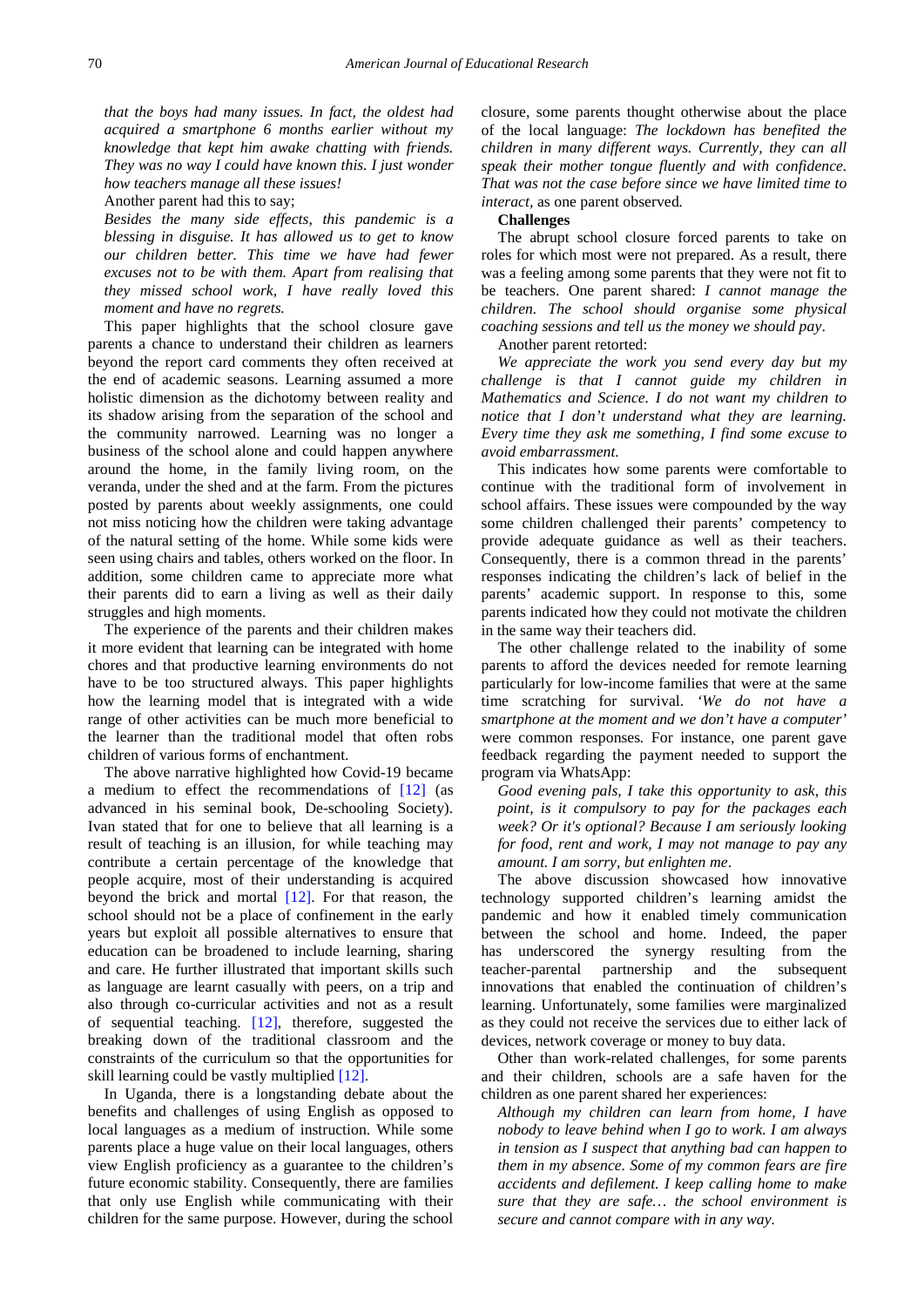*that the boys had many issues. In fact, the oldest had acquired a smartphone 6 months earlier without my knowledge that kept him awake chatting with friends. They was no way I could have known this. I just wonder how teachers manage all these issues!*

Another parent had this to say;

*Besides the many side effects, this pandemic is a blessing in disguise. It has allowed us to get to know our children better. This time we have had fewer excuses not to be with them. Apart from realising that they missed school work, I have really loved this moment and have no regrets.*

This paper highlights that the school closure gave parents a chance to understand their children as learners beyond the report card comments they often received at the end of academic seasons. Learning assumed a more holistic dimension as the dichotomy between reality and its shadow arising from the separation of the school and the community narrowed. Learning was no longer a business of the school alone and could happen anywhere around the home, in the family living room, on the veranda, under the shed and at the farm. From the pictures posted by parents about weekly assignments, one could not miss noticing how the children were taking advantage of the natural setting of the home. While some kids were seen using chairs and tables, others worked on the floor. In addition, some children came to appreciate more what their parents did to earn a living as well as their daily struggles and high moments.

The experience of the parents and their children makes it more evident that learning can be integrated with home chores and that productive learning environments do not have to be too structured always. This paper highlights how the learning model that is integrated with a wide range of other activities can be much more beneficial to the learner than the traditional model that often robs children of various forms of enchantment.

The above narrative highlighted how Covid-19 became a medium to effect the recommendations of [12] (as advanced in his seminal book, De-schooling Society). Ivan stated that for one to believe that all learning is a result of teaching is an illusion, for while teaching may contribute a certain percentage of the knowledge that people acquire, most of their understanding is acquired beyond the brick and mortal [12]. For that reason, the school should not be a place of confinement in the early years but exploit all possible alternatives to ensure that education can be broadened to include learning, sharing and care. He further illustrated that important skills such as language are learnt casually with peers, on a trip and also through co-curricular activities and not as a result of sequential teaching. [12], therefore, suggested the breaking down of the traditional classroom and the constraints of the curriculum so that the opportunities for skill learning could be vastly multiplied [12].

In Uganda, there is a longstanding debate about the benefits and challenges of using English as opposed to local languages as a medium of instruction. While some parents place a huge value on their local languages, others view English proficiency as a guarantee to the children's future economic stability. Consequently, there are families that only use English while communicating with their children for the same purpose. However, during the school closure, some parents thought otherwise about the place of the local language: *The lockdown has benefited the children in many different ways. Currently, they can all speak their mother tongue fluently and with confidence. That was not the case before since we have limited time to interact*, as one parent observed.

**Challenges**

The abrupt school closure forced parents to take on roles for which most were not prepared. As a result, there was a feeling among some parents that they were not fit to be teachers. One parent shared: *I cannot manage the children. The school should organise some physical coaching sessions and tell us the money we should pay*.

Another parent retorted:

*We appreciate the work you send every day but my challenge is that I cannot guide my children in Mathematics and Science. I do not want my children to notice that I don't understand what they are learning. Every time they ask me something, I find some excuse to avoid embarrassment.*

This indicates how some parents were comfortable to continue with the traditional form of involvement in school affairs. These issues were compounded by the way some children challenged their parents' competency to provide adequate guidance as well as their teachers. Consequently, there is a common thread in the parents' responses indicating the children's lack of belief in the parents' academic support. In response to this, some parents indicated how they could not motivate the children in the same way their teachers did.

The other challenge related to the inability of some parents to afford the devices needed for remote learning particularly for low-income families that were at the same time scratching for survival. *'We do not have a smartphone at the moment and we don't have a computer'* were common responses. For instance, one parent gave feedback regarding the payment needed to support the program via WhatsApp:

*Good evening pals, I take this opportunity to ask, this point, is it compulsory to pay for the packages each week? Or it's optional? Because I am seriously looking for food, rent and work, I may not manage to pay any amount. I am sorry, but enlighten me*.

The above discussion showcased how innovative technology supported children's learning amidst the pandemic and how it enabled timely communication between the school and home. Indeed, the paper has underscored the synergy resulting from the teacher-parental partnership and the subsequent innovations that enabled the continuation of children's learning. Unfortunately, some families were marginalized as they could not receive the services due to either lack of devices, network coverage or money to buy data.

Other than work-related challenges, for some parents and their children, schools are a safe haven for the children as one parent shared her experiences:

*Although my children can learn from home, I have nobody to leave behind when I go to work. I am always in tension as I suspect that anything bad can happen to them in my absence. Some of my common fears are fire accidents and defilement. I keep calling home to make sure that they are safe… the school environment is secure and cannot compare with in any way.*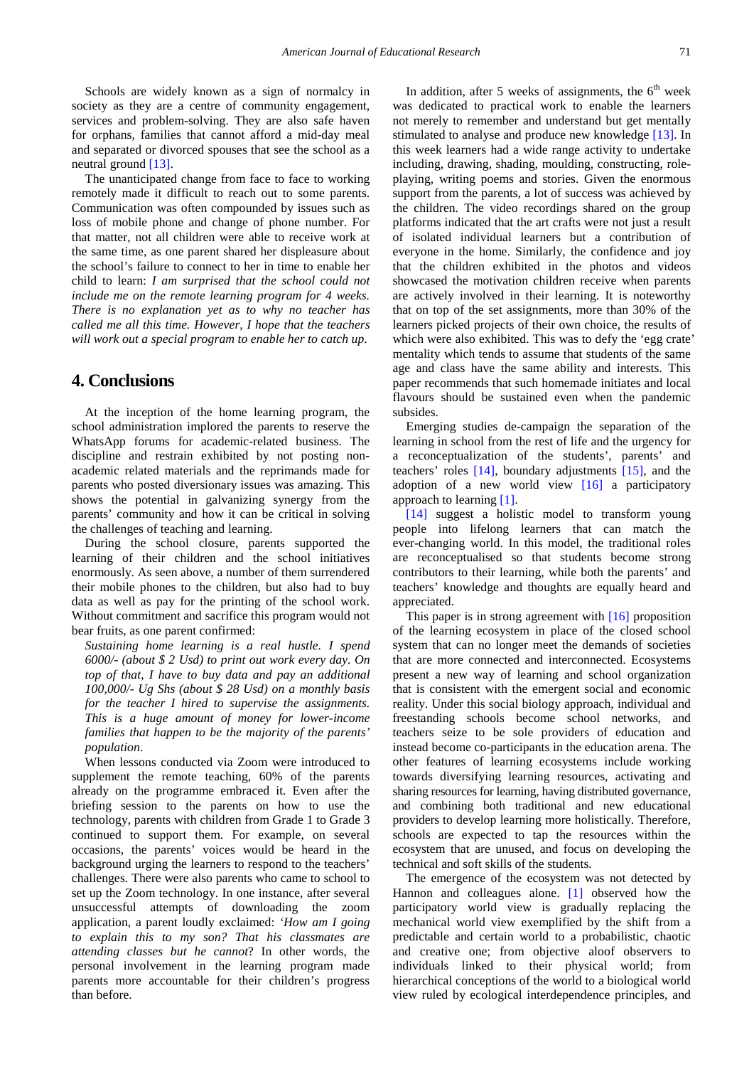Schools are widely known as a sign of normalcy in society as they are a centre of community engagement, services and problem-solving. They are also safe haven for orphans, families that cannot afford a mid-day meal and separated or divorced spouses that see the school as a neutral ground [13].

The unanticipated change from face to face to working remotely made it difficult to reach out to some parents. Communication was often compounded by issues such as loss of mobile phone and change of phone number. For that matter, not all children were able to receive work at the same time, as one parent shared her displeasure about the school's failure to connect to her in time to enable her child to learn: *I am surprised that the school could not include me on the remote learning program for 4 weeks. There is no explanation yet as to why no teacher has called me all this time. However, I hope that the teachers will work out a special program to enable her to catch up*.

# 4. Conclusions

At the inception of the home learning program, the school administration implored the parents to reserve the WhatsApp forums for academic-related business. The discipline and restrain exhibited by not posting non-academic related materials and the reprimands made for parents who posted diversionary issues was amazing. This shows the potential in galvanizing synergy from the parents' community and how it can be critical in solving the challenges of teaching and learning.

During the school closure, parents supported the learning of their children and the school initiatives enormously. As seen above, a number of them surrendered their mobile phones to the children, but also had to buy data as well as pay for the printing of the school work. Without commitment and sacrifice this program would not bear fruits, as one parent confirmed:

*Sustaining home learning is a real hustle. I spend 6000/- (about $ 2 Usd) to print out work every day. On top of that, I have to buy data and pay an additional 100,000/- Ug Shs (about $ 28 Usd) on a monthly basis for the teacher I hired to supervise the assignments. This is a huge amount of money for lower-income families that happen to be the majority of the parents' population*.

When lessons conducted via Zoom were introduced to supplement the remote teaching, 60% of the parents already on the programme embraced it. Even after the briefing session to the parents on how to use the technology, parents with children from Grade 1 to Grade 3 continued to support them. For example, on several occasions, the parents' voices would be heard in the background urging the learners to respond to the teachers' challenges. There were also parents who came to school to set up the Zoom technology. In one instance, after several unsuccessful attempts of downloading the zoom application, a parent loudly exclaimed: *'How am I going to explain this to my son? That his classmates are attending classes but he cannot*? In other words, the personal involvement in the learning program made parents more accountable for their children's progress than before.

In addition, after 5 weeks of assignments, the 6th week was dedicated to practical work to enable the learners not merely to remember and understand but get mentally stimulated to analyse and produce new knowledge [13]. In this week learners had a wide range activity to undertake including, drawing, shading, moulding, constructing, role-playing, writing poems and stories. Given the enormous support from the parents, a lot of success was achieved by the children. The video recordings shared on the group platforms indicated that the art crafts were not just a result of isolated individual learners but a contribution of everyone in the home. Similarly, the confidence and joy that the children exhibited in the photos and videos showcased the motivation children receive when parents are actively involved in their learning. It is noteworthy that on top of the set assignments, more than 30% of the learners picked projects of their own choice, the results of which were also exhibited. This was to defy the 'egg crate' mentality which tends to assume that students of the same age and class have the same ability and interests. This paper recommends that such homemade initiates and local flavours should be sustained even when the pandemic subsides.

Emerging studies de-campaign the separation of the learning in school from the rest of life and the urgency for a reconceptualization of the students', parents' and teachers' roles [14], boundary adjustments [15], and the adoption of a new world view [16] a participatory approach to learning [1].

[14] suggest a holistic model to transform young people into lifelong learners that can match the ever-changing world. In this model, the traditional roles are reconceptualised so that students become strong contributors to their learning, while both the parents' and teachers' knowledge and thoughts are equally heard and appreciated.

This paper is in strong agreement with [16] proposition of the learning ecosystem in place of the closed school system that can no longer meet the demands of societies that are more connected and interconnected. Ecosystems present a new way of learning and school organization that is consistent with the emergent social and economic reality. Under this social biology approach, individual and freestanding schools become school networks, and teachers seize to be sole providers of education and instead become co-participants in the education arena. The other features of learning ecosystems include working towards diversifying learning resources, activating and sharing resources for learning, having distributed governance, and combining both traditional and new educational providers to develop learning more holistically. Therefore, schools are expected to tap the resources within the ecosystem that are unused, and focus on developing the technical and soft skills of the students.

The emergence of the ecosystem was not detected by Hannon and colleagues alone. [1] observed how the participatory world view is gradually replacing the mechanical world view exemplified by the shift from a predictable and certain world to a probabilistic, chaotic and creative one; from objective aloof observers to individuals linked to their physical world; from hierarchical conceptions of the world to a biological world view ruled by ecological interdependence principles, and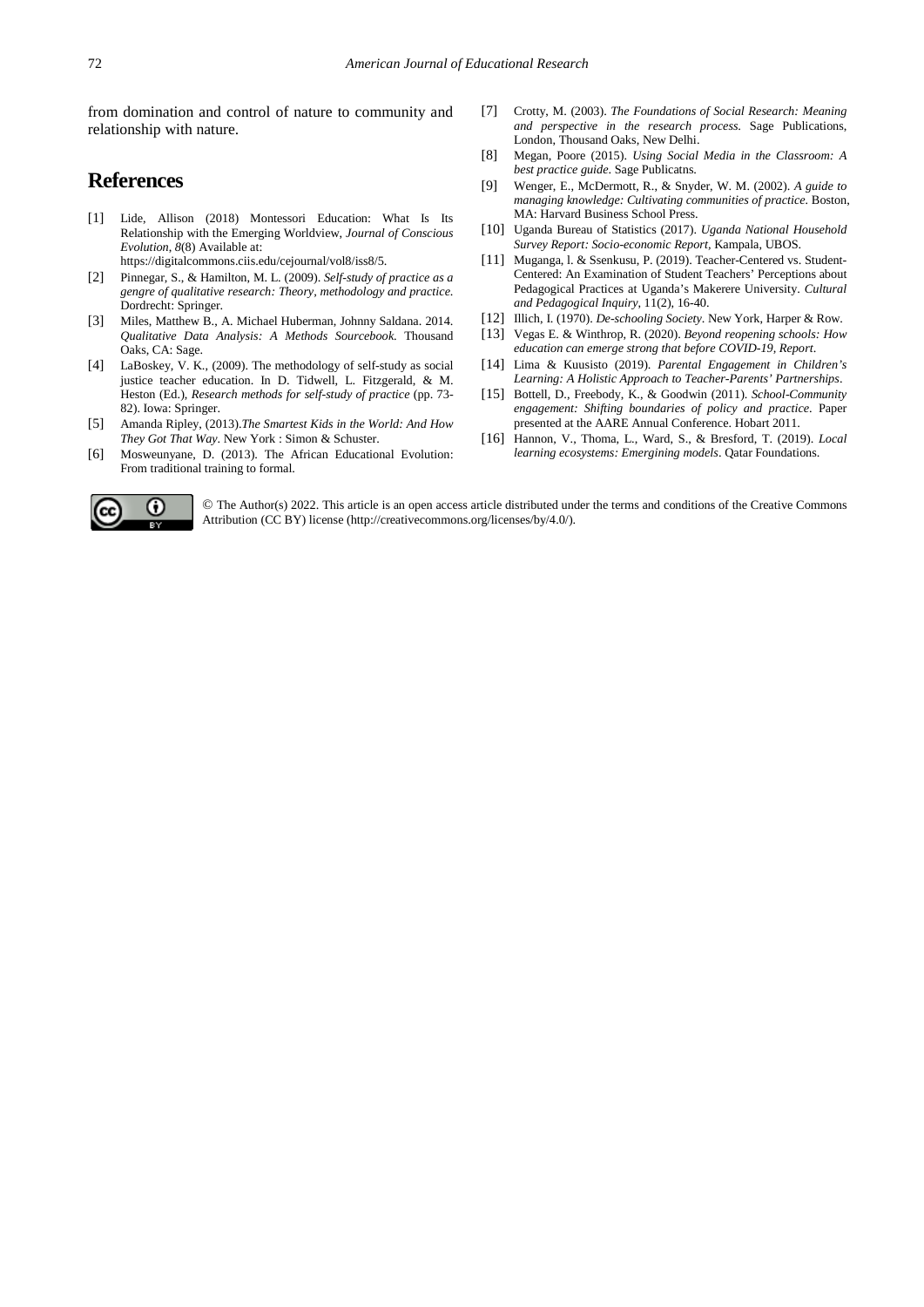from domination and control of nature to community and relationship with nature.

# References

[1] Lide, Allison (2018) Montessori Education: What Is Its Relationship with the Emerging Worldview, *Journal of Conscious Evolution, 8*(8) Available at: https://digitalcommons.ciis.edu/cejournal/vol8/iss8/5.

[2] Pinnegar, S., & Hamilton, M. L. (2009). *Self-study of practice as a gengre of qualitative research: Theory, methodology and practice.* Dordrecht: Springer.

[3] Miles, Matthew B., A. Michael Huberman, Johnny Saldana. 2014. *Qualitative Data Analysis: A Methods Sourcebook.* Thousand Oaks, CA: Sage.

[4] LaBoskey, V. K., (2009). The methodology of self-study as social justice teacher education. In D. Tidwell, L. Fitzgerald, & M. Heston (Ed.), *Research methods for self-study of practice* (pp. 73-82). Iowa: Springer.

[5] Amanda Ripley, (2013).*The Smartest Kids in the World: And How They Got That Way*. New York : Simon & Schuster.

[6] Mosweunyane, D. (2013). The African Educational Evolution: From traditional training to formal.

[7] Crotty, M. (2003). *The Foundations of Social Research: Meaning and perspective in the research process.* Sage Publications, London, Thousand Oaks, New Delhi.

[8] Megan, Poore (2015). *Using Social Media in the Classroom: A best practice guide.* Sage Publicatns.

[9] Wenger, E., McDermott, R., & Snyder, W. M. (2002). *A guide to managing knowledge: Cultivating communities of practice.* Boston, MA: Harvard Business School Press.

[10] Uganda Bureau of Statistics (2017). *Uganda National Household Survey Report: Socio-economic Report,* Kampala, UBOS.

[11] Muganga, l. & Ssenkusu, P. (2019). Teacher-Centered vs. Student-Centered: An Examination of Student Teachers' Perceptions about Pedagogical Practices at Uganda's Makerere University. *Cultural and Pedagogical Inquiry*, 11(2), 16-40.

[12] Illich, I. (1970). *De-schooling Society*. New York, Harper & Row.

[13] Vegas E. & Winthrop, R. (2020). *Beyond reopening schools: How education can emerge strong that before COVID-19, Report*.

[14] Lima & Kuusisto (2019). *Parental Engagement in Children's Learning: A Holistic Approach to Teacher-Parents' Partnerships*.

[15] Bottell, D., Freebody, K., & Goodwin (2011). *School-Community engagement: Shifting boundaries of policy and practice.* Paper presented at the AARE Annual Conference. Hobart 2011.

[16] Hannon, V., Thoma, L., Ward, S., & Bresford, T. (2019). *Local learning ecosystems: Emergining models*. Qatar Foundations.

© The Author(s) 2022. This article is an open access article distributed under the terms and conditions of the Creative Commons Attribution (CC BY) license (http://creativecommons.org/licenses/by/4.0/).